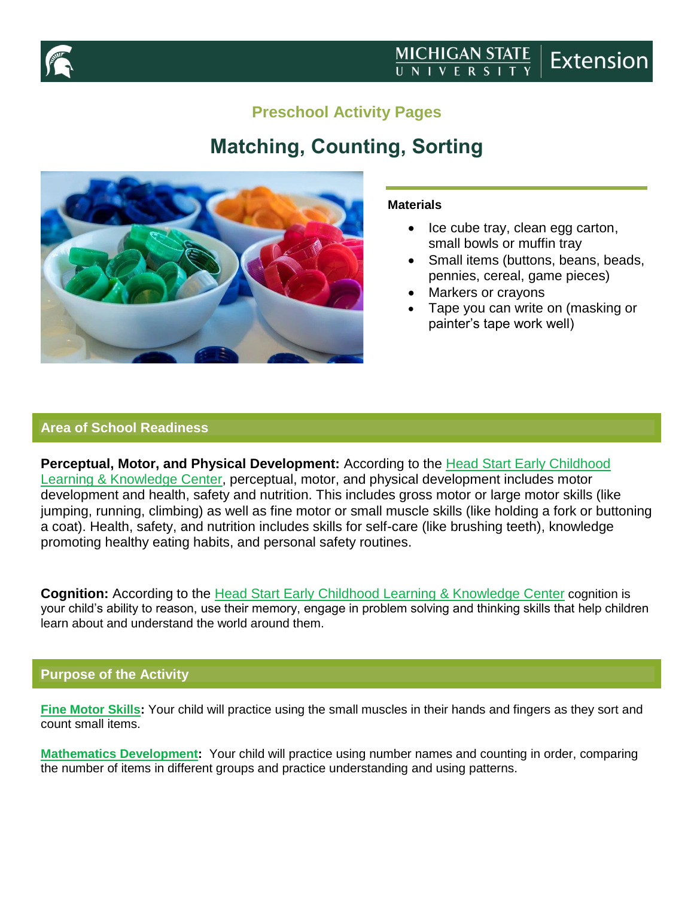Preschool Activity Pages

# Matching, Counting, Sorting

**Materials**

- Ice cube tray, clean egg carton, small bowls or muffin tray
- Small items (buttons, beans, beads, pennies, cereal, game pieces)
- Markers or crayons
- Tape you can write on (masking or painter's tape work well)

## Area of School Readiness

**Perceptual, Motor, and Physical Development:** According to the Head Start Early Childhood Learning & Knowledge Center, perceptual, motor, and physical development includes motor development and health, safety and nutrition. This includes gross motor or large motor skills (like jumping, running, climbing) as well as fine motor or small muscle skills (like holding a fork or buttoning a coat). Health, safety, and nutrition includes skills for self-care (like brushing teeth), knowledge promoting healthy eating habits, and personal safety routines.

**Cognition:** According to the Head Start Early Childhood Learning & Knowledge Center cognition is your child's ability to reason, use their memory, engage in problem solving and thinking skills that help children learn about and understand the world around them.

## Purpose of the Activity

**Fine Motor Skills:** Your child will practice using the small muscles in their hands and fingers as they sort and count small items.

**Mathematics Development:** Your child will practice using number names and counting in order, comparing the number of items in different groups and practice understanding and using patterns.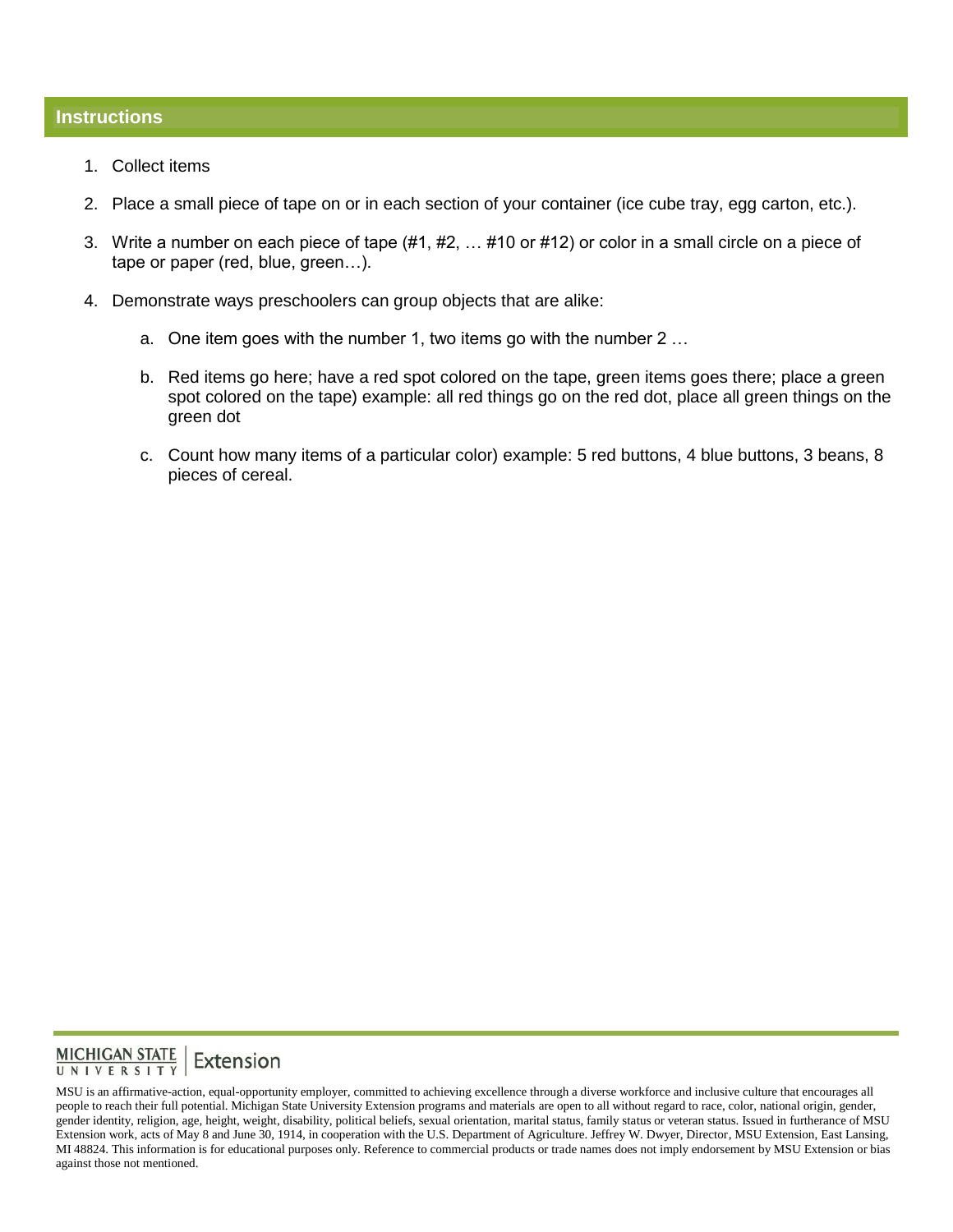## Instructions

1. Collect items
2. Place a small piece of tape on or in each section of your container (ice cube tray, egg carton, etc.).
3. Write a number on each piece of tape (#1, #2, … #10 or #12) or color in a small circle on a piece of tape or paper (red, blue, green…).
4. Demonstrate ways preschoolers can group objects that are alike:
    a. One item goes with the number 1, two items go with the number 2 …
    b. Red items go here; have a red spot colored on the tape, green items goes there; place a green spot colored on the tape) example: all red things go on the red dot, place all green things on the green dot
    c. Count how many items of a particular color) example: 5 red buttons, 4 blue buttons, 3 beans, 8 pieces of cereal.

MICHIGAN STATE UNIVERSITY | Extension

MSU is an affirmative-action, equal-opportunity employer, committed to achieving excellence through a diverse workforce and inclusive culture that encourages all people to reach their full potential. Michigan State University Extension programs and materials are open to all without regard to race, color, national origin, gender, gender identity, religion, age, height, weight, disability, political beliefs, sexual orientation, marital status, family status or veteran status. Issued in furtherance of MSU Extension work, acts of May 8 and June 30, 1914, in cooperation with the U.S. Department of Agriculture. Jeffrey W. Dwyer, Director, MSU Extension, East Lansing, MI 48824. This information is for educational purposes only. Reference to commercial products or trade names does not imply endorsement by MSU Extension or bias against those not mentioned.